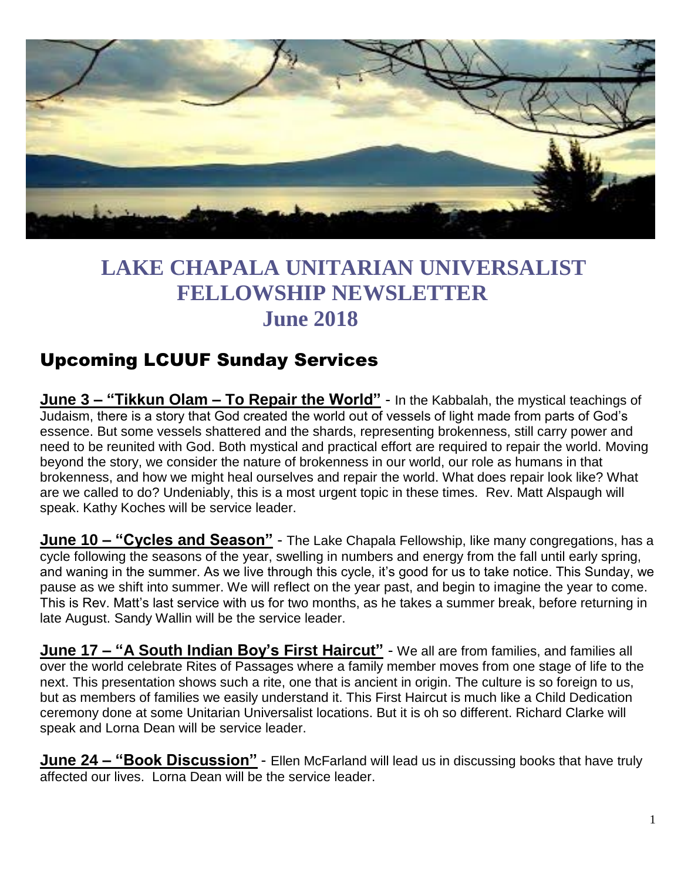# LAKE CHAPALA UNITARIAN UNIVERSALIST FELLOWSHIP NEWSLETTER
# June 2018

## Upcoming LCUUF Sunday Services

**June 3 – "Tikkun Olam – To Repair the World"** - In the Kabbalah, the mystical teachings of Judaism, there is a story that God created the world out of vessels of light made from parts of God's essence. But some vessels shattered and the shards, representing brokenness, still carry power and need to be reunited with God. Both mystical and practical effort are required to repair the world. Moving beyond the story, we consider the nature of brokenness in our world, our role as humans in that brokenness, and how we might heal ourselves and repair the world. What does repair look like? What are we called to do? Undeniably, this is a most urgent topic in these times. Rev. Matt Alspaugh will speak. Kathy Koches will be service leader.

**June 10 – "Cycles and Season"** - The Lake Chapala Fellowship, like many congregations, has a cycle following the seasons of the year, swelling in numbers and energy from the fall until early spring, and waning in the summer. As we live through this cycle, it's good for us to take notice. This Sunday, we pause as we shift into summer. We will reflect on the year past, and begin to imagine the year to come. This is Rev. Matt's last service with us for two months, as he takes a summer break, before returning in late August. Sandy Wallin will be the service leader.

**June 17 – "A South Indian Boy's First Haircut"** - We all are from families, and families all over the world celebrate Rites of Passages where a family member moves from one stage of life to the next. This presentation shows such a rite, one that is ancient in origin. The culture is so foreign to us, but as members of families we easily understand it. This First Haircut is much like a Child Dedication ceremony done at some Unitarian Universalist locations. But it is oh so different. Richard Clarke will speak and Lorna Dean will be service leader.

**June 24 – "Book Discussion"** - Ellen McFarland will lead us in discussing books that have truly affected our lives. Lorna Dean will be the service leader.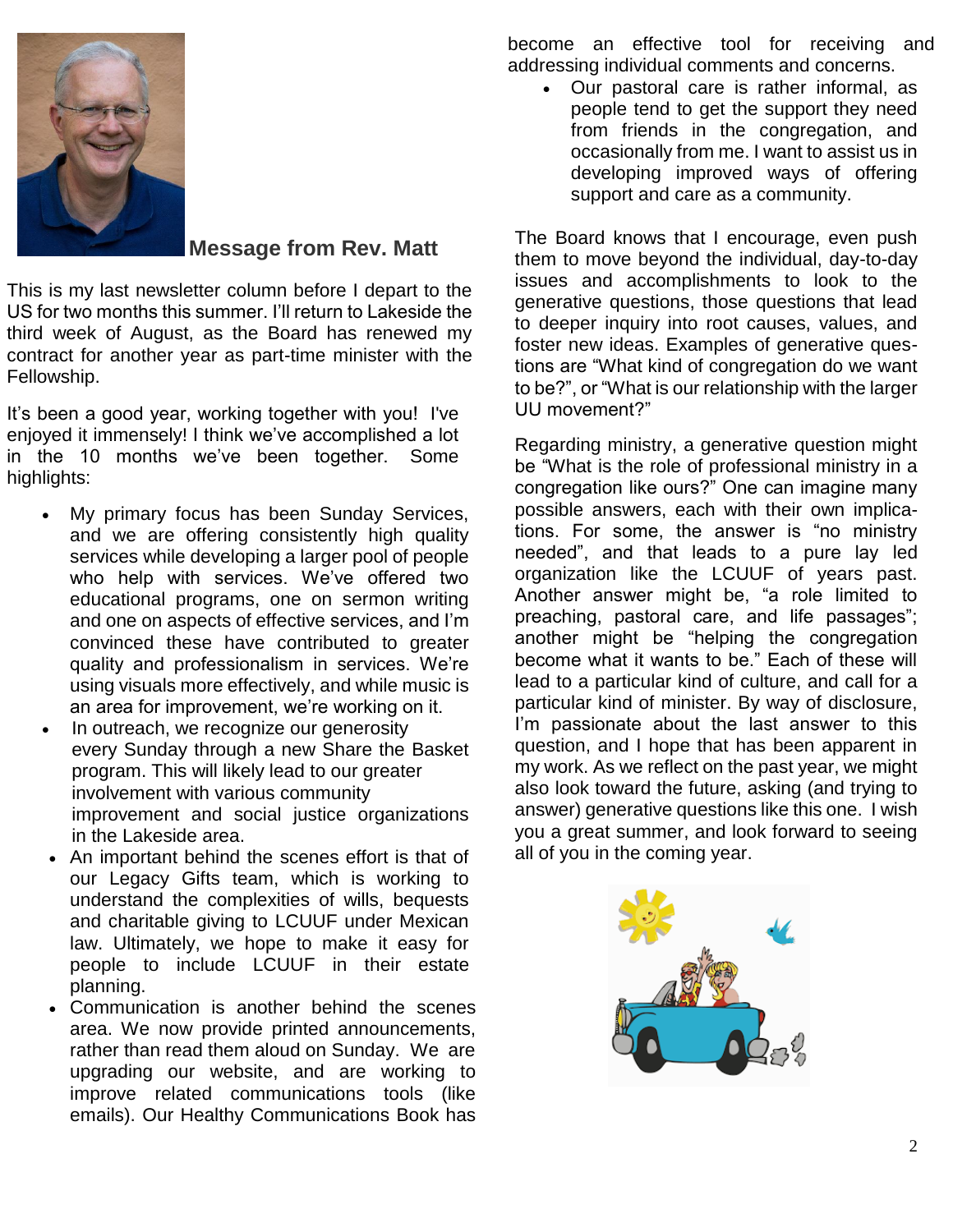## Message from Rev. Matt

This is my last newsletter column before I depart to the US for two months this summer. I'll return to Lakeside the third week of August, as the Board has renewed my contract for another year as part-time minister with the Fellowship.

It's been a good year, working together with you! I've enjoyed it immensely! I think we've accomplished a lot in the 10 months we've been together. Some highlights:

- My primary focus has been Sunday Services, and we are offering consistently high quality services while developing a larger pool of people who help with services. We've offered two educational programs, one on sermon writing and one on aspects of effective services, and I'm convinced these have contributed to greater quality and professionalism in services. We're using visuals more effectively, and while music is an area for improvement, we're working on it.
- In outreach, we recognize our generosity every Sunday through a new Share the Basket program. This will likely lead to our greater involvement with various community improvement and social justice organizations in the Lakeside area.
- An important behind the scenes effort is that of our Legacy Gifts team, which is working to understand the complexities of wills, bequests and charitable giving to LCUUF under Mexican law. Ultimately, we hope to make it easy for people to include LCUUF in their estate planning.
- Communication is another behind the scenes area. We now provide printed announcements, rather than read them aloud on Sunday. We are upgrading our website, and are working to improve related communications tools (like emails). Our Healthy Communications Book has become an effective tool for receiving and addressing individual comments and concerns.
- Our pastoral care is rather informal, as people tend to get the support they need from friends in the congregation, and occasionally from me. I want to assist us in developing improved ways of offering support and care as a community.

The Board knows that I encourage, even push them to move beyond the individual, day-to-day issues and accomplishments to look to the generative questions, those questions that lead to deeper inquiry into root causes, values, and foster new ideas. Examples of generative questions are "What kind of congregation do we want to be?", or "What is our relationship with the larger UU movement?"

Regarding ministry, a generative question might be "What is the role of professional ministry in a congregation like ours?" One can imagine many possible answers, each with their own implications. For some, the answer is "no ministry needed", and that leads to a pure lay led organization like the LCUUF of years past. Another answer might be, "a role limited to preaching, pastoral care, and life passages"; another might be "helping the congregation become what it wants to be." Each of these will lead to a particular kind of culture, and call for a particular kind of minister. By way of disclosure, I'm passionate about the last answer to this question, and I hope that has been apparent in my work. As we reflect on the past year, we might also look toward the future, asking (and trying to answer) generative questions like this one. I wish you a great summer, and look forward to seeing all of you in the coming year.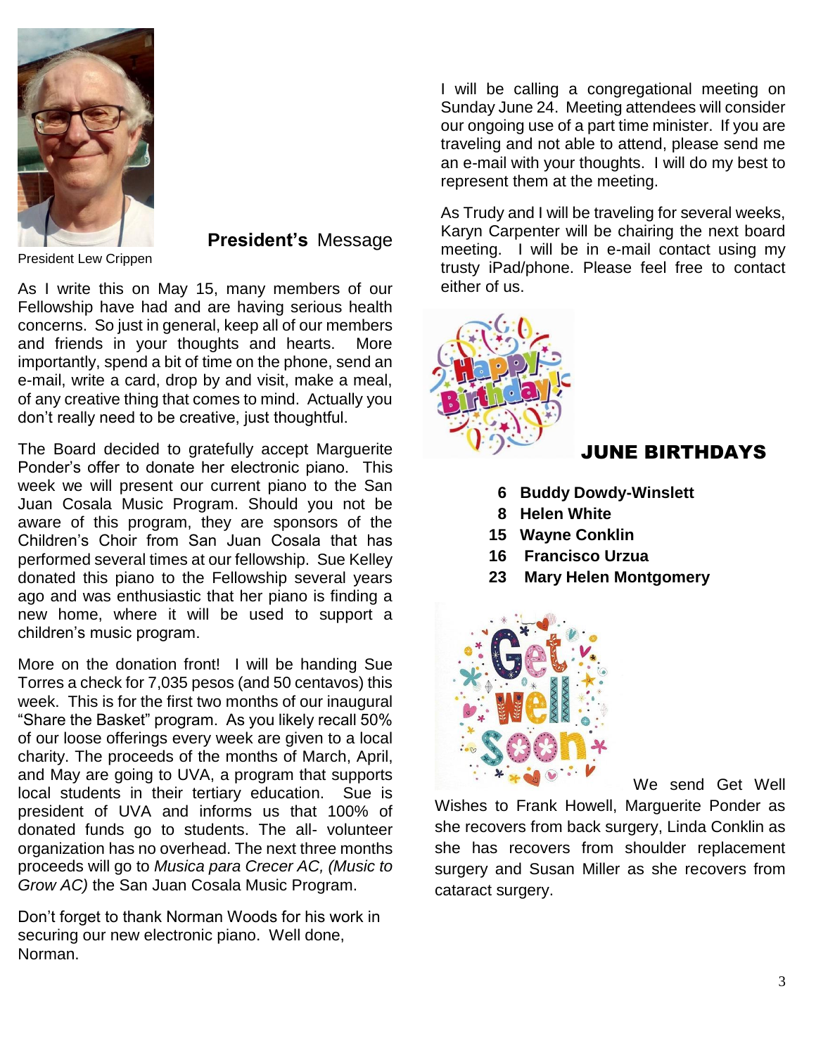President Lew Crippen

## **President's** Message

As I write this on May 15, many members of our Fellowship have had and are having serious health concerns. So just in general, keep all of our members and friends in your thoughts and hearts. More importantly, spend a bit of time on the phone, send an e-mail, write a card, drop by and visit, make a meal, of any creative thing that comes to mind. Actually you don't really need to be creative, just thoughtful.

The Board decided to gratefully accept Marguerite Ponder's offer to donate her electronic piano. This week we will present our current piano to the San Juan Cosala Music Program. Should you not be aware of this program, they are sponsors of the Children's Choir from San Juan Cosala that has performed several times at our fellowship. Sue Kelley donated this piano to the Fellowship several years ago and was enthusiastic that her piano is finding a new home, where it will be used to support a children's music program.

More on the donation front! I will be handing Sue Torres a check for 7,035 pesos (and 50 centavos) this week. This is for the first two months of our inaugural "Share the Basket" program. As you likely recall 50% of our loose offerings every week are given to a local charity. The proceeds of the months of March, April, and May are going to UVA, a program that supports local students in their tertiary education. Sue is president of UVA and informs us that 100% of donated funds go to students. The all- volunteer organization has no overhead. The next three months proceeds will go to *Musica para Crecer AC, (Music to Grow AC)* the San Juan Cosala Music Program.

Don't forget to thank Norman Woods for his work in securing our new electronic piano. Well done, Norman.

I will be calling a congregational meeting on Sunday June 24. Meeting attendees will consider our ongoing use of a part time minister. If you are traveling and not able to attend, please send me an e-mail with your thoughts. I will do my best to represent them at the meeting.

As Trudy and I will be traveling for several weeks, Karyn Carpenter will be chairing the next board meeting. I will be in e-mail contact using my trusty iPad/phone. Please feel free to contact either of us.

## JUNE BIRTHDAYS

- **6 Buddy Dowdy-Winslett**
- **8 Helen White**
- **15 Wayne Conklin**
- **16 Francisco Urzua**
- **23 Mary Helen Montgomery**

We send Get Well Wishes to Frank Howell, Marguerite Ponder as she recovers from back surgery, Linda Conklin as she has recovers from shoulder replacement surgery and Susan Miller as she recovers from cataract surgery.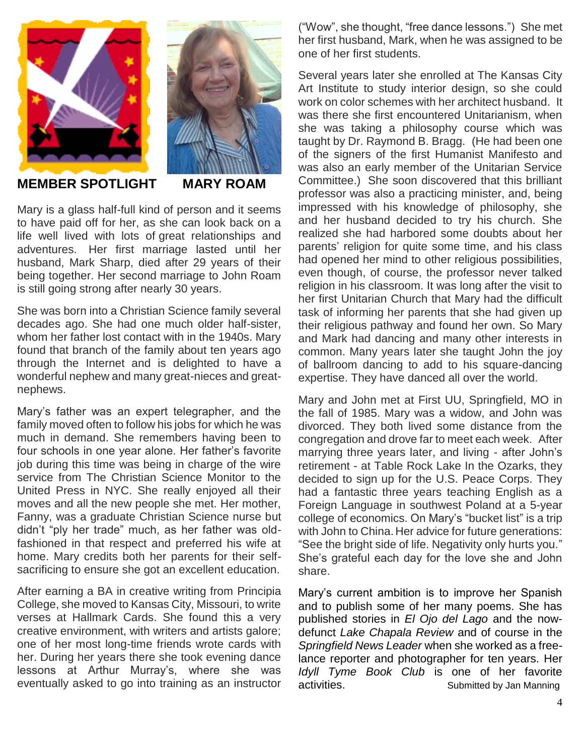## MEMBER SPOTLIGHT — MARY ROAM

Mary is a glass half-full kind of person and it seems to have paid off for her, as she can look back on a life well lived with lots of great relationships and adventures. Her first marriage lasted until her husband, Mark Sharp, died after 29 years of their being together. Her second marriage to John Roam is still going strong after nearly 30 years.

She was born into a Christian Science family several decades ago. She had one much older half-sister, whom her father lost contact with in the 1940s. Mary found that branch of the family about ten years ago through the Internet and is delighted to have a wonderful nephew and many great-nieces and great-nephews.

Mary's father was an expert telegrapher, and the family moved often to follow his jobs for which he was much in demand. She remembers having been to four schools in one year alone. Her father's favorite job during this time was being in charge of the wire service from The Christian Science Monitor to the United Press in NYC. She really enjoyed all their moves and all the new people she met. Her mother, Fanny, was a graduate Christian Science nurse but didn't "ply her trade" much, as her father was old-fashioned in that respect and preferred his wife at home. Mary credits both her parents for their self-sacrificing to ensure she got an excellent education.

After earning a BA in creative writing from Principia College, she moved to Kansas City, Missouri, to write verses at Hallmark Cards. She found this a very creative environment, with writers and artists galore; one of her most long-time friends wrote cards with her. During her years there she took evening dance lessons at Arthur Murray's, where she was eventually asked to go into training as an instructor ("Wow", she thought, "free dance lessons.") She met her first husband, Mark, when he was assigned to be one of her first students.

Several years later she enrolled at The Kansas City Art Institute to study interior design, so she could work on color schemes with her architect husband. It was there she first encountered Unitarianism, when she was taking a philosophy course which was taught by Dr. Raymond B. Bragg. (He had been one of the signers of the first Humanist Manifesto and was also an early member of the Unitarian Service Committee.) She soon discovered that this brilliant professor was also a practicing minister, and, being impressed with his knowledge of philosophy, she and her husband decided to try his church. She realized she had harbored some doubts about her parents' religion for quite some time, and his class had opened her mind to other religious possibilities, even though, of course, the professor never talked religion in his classroom. It was long after the visit to her first Unitarian Church that Mary had the difficult task of informing her parents that she had given up their religious pathway and found her own. So Mary and Mark had dancing and many other interests in common. Many years later she taught John the joy of ballroom dancing to add to his square-dancing expertise. They have danced all over the world.

Mary and John met at First UU, Springfield, MO in the fall of 1985. Mary was a widow, and John was divorced. They both lived some distance from the congregation and drove far to meet each week. After marrying three years later, and living - after John's retirement - at Table Rock Lake In the Ozarks, they decided to sign up for the U.S. Peace Corps. They had a fantastic three years teaching English as a Foreign Language in southwest Poland at a 5-year college of economics. On Mary's "bucket list" is a trip with John to China. Her advice for future generations: "See the bright side of life. Negativity only hurts you." She's grateful each day for the love she and John share.

Mary's current ambition is to improve her Spanish and to publish some of her many poems. She has published stories in *El Ojo del Lago* and the now-defunct *Lake Chapala Review* and of course in the *Springfield News Leader* when she worked as a free-lance reporter and photographer for ten years. Her *Idyll Tyme Book Club* is one of her favorite activities.

Submitted by Jan Manning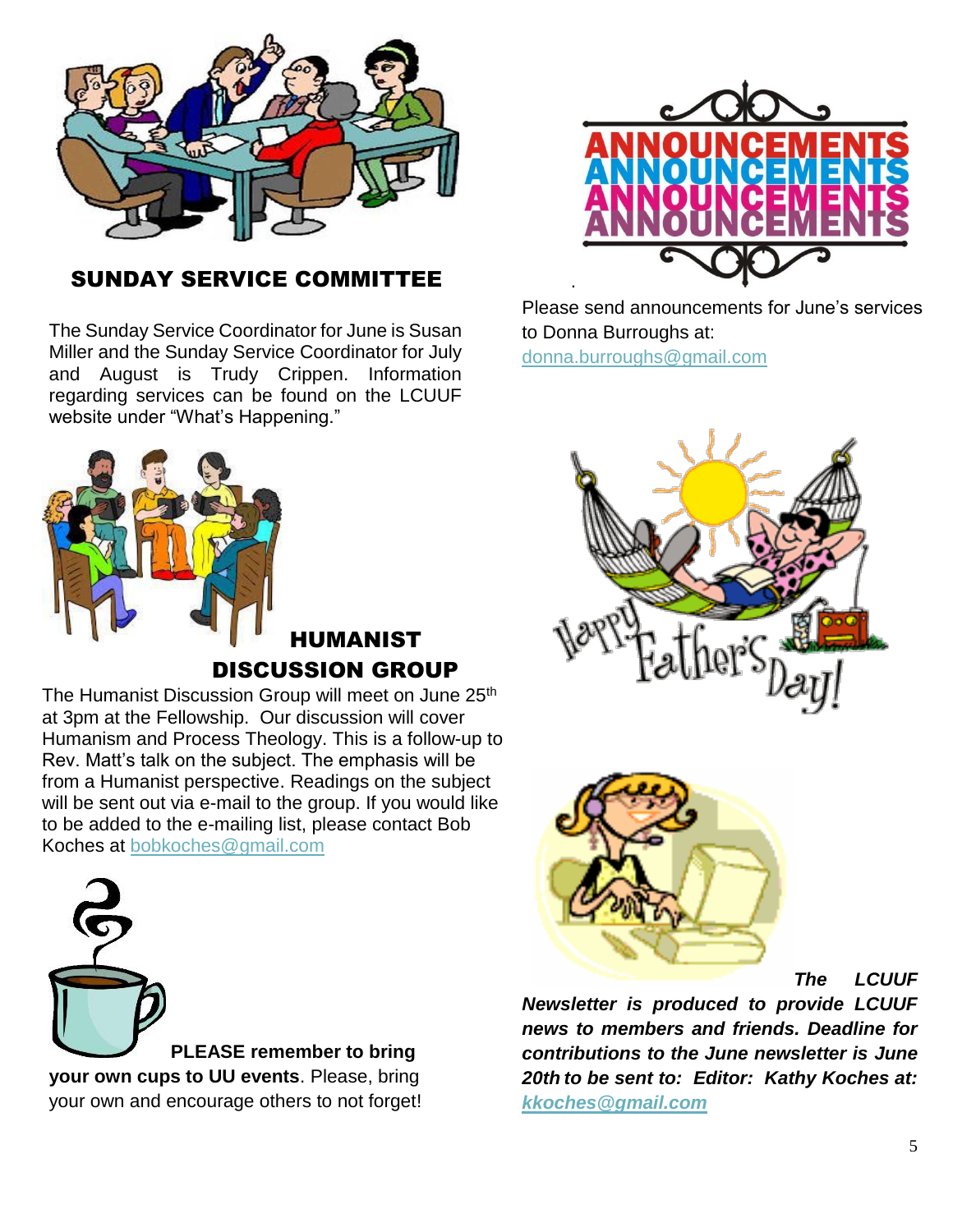## SUNDAY SERVICE COMMITTEE

The Sunday Service Coordinator for June is Susan Miller and the Sunday Service Coordinator for July and August is Trudy Crippen. Information regarding services can be found on the LCUUF website under "What's Happening."

## HUMANIST DISCUSSION GROUP

The Humanist Discussion Group will meet on June 25th at 3pm at the Fellowship. Our discussion will cover Humanism and Process Theology. This is a follow-up to Rev. Matt's talk on the subject. The emphasis will be from a Humanist perspective. Readings on the subject will be sent out via e-mail to the group. If you would like to be added to the e-mailing list, please contact Bob Koches at bobkoches@gmail.com

**PLEASE remember to bring your own cups to UU events**. Please, bring your own and encourage others to not forget!

## ANNOUNCEMENTS

Please send announcements for June's services to Donna Burroughs at: donna.burroughs@gmail.com

Happy Father's Day!

***The LCUUF Newsletter is produced to provide LCUUF news to members and friends. Deadline for contributions to the June newsletter is June 20th to be sent to: Editor: Kathy Koches at: kkoches@gmail.com***